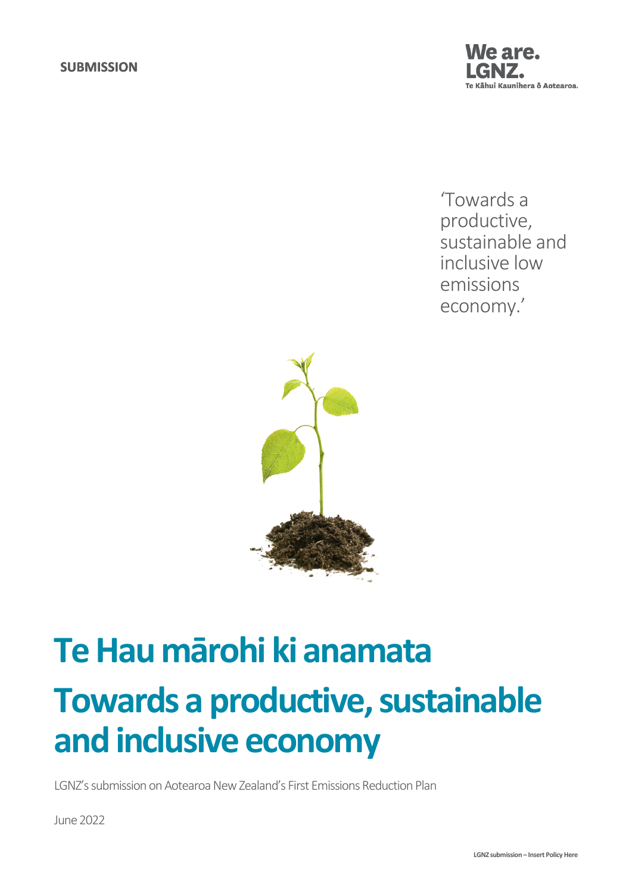SUBMISSION

We are.
LGNZ.
Te Kāhui Kaunihera ō Aotearoa.

'Towards a productive, sustainable and inclusive low emissions economy.'

# Te Hau mārohi ki anamata

# Towards a productive, sustainable and inclusive economy

LGNZ's submission on Aotearoa New Zealand's First Emissions Reduction Plan

June 2022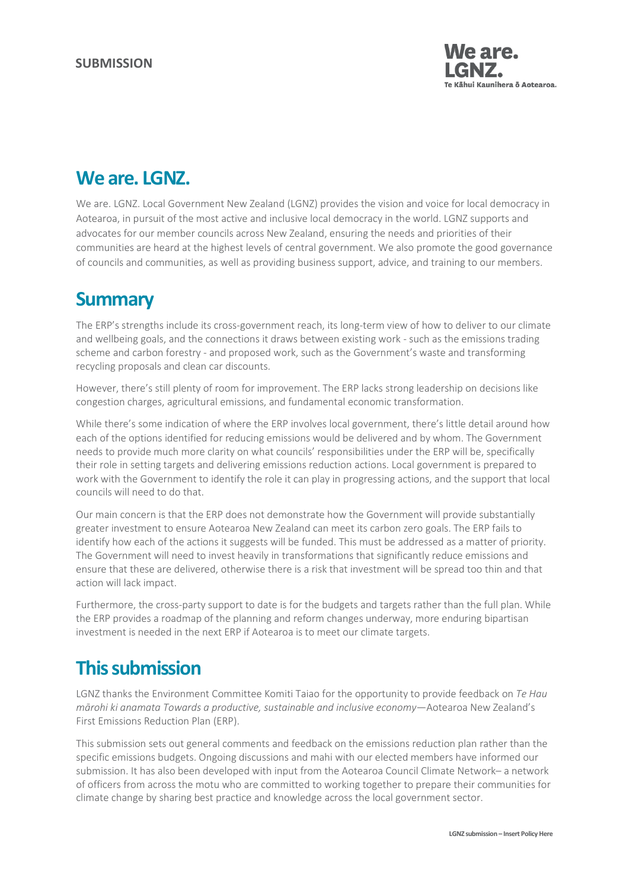**SUBMISSION**

# We are. LGNZ.

We are. LGNZ. Local Government New Zealand (LGNZ) provides the vision and voice for local democracy in Aotearoa, in pursuit of the most active and inclusive local democracy in the world. LGNZ supports and advocates for our member councils across New Zealand, ensuring the needs and priorities of their communities are heard at the highest levels of central government. We also promote the good governance of councils and communities, as well as providing business support, advice, and training to our members.

# Summary

The ERP's strengths include its cross-government reach, its long-term view of how to deliver to our climate and wellbeing goals, and the connections it draws between existing work - such as the emissions trading scheme and carbon forestry - and proposed work, such as the Government's waste and transforming recycling proposals and clean car discounts.

However, there's still plenty of room for improvement. The ERP lacks strong leadership on decisions like congestion charges, agricultural emissions, and fundamental economic transformation.

While there's some indication of where the ERP involves local government, there's little detail around how each of the options identified for reducing emissions would be delivered and by whom. The Government needs to provide much more clarity on what councils' responsibilities under the ERP will be, specifically their role in setting targets and delivering emissions reduction actions. Local government is prepared to work with the Government to identify the role it can play in progressing actions, and the support that local councils will need to do that.

Our main concern is that the ERP does not demonstrate how the Government will provide substantially greater investment to ensure Aotearoa New Zealand can meet its carbon zero goals. The ERP fails to identify how each of the actions it suggests will be funded. This must be addressed as a matter of priority. The Government will need to invest heavily in transformations that significantly reduce emissions and ensure that these are delivered, otherwise there is a risk that investment will be spread too thin and that action will lack impact.

Furthermore, the cross-party support to date is for the budgets and targets rather than the full plan. While the ERP provides a roadmap of the planning and reform changes underway, more enduring bipartisan investment is needed in the next ERP if Aotearoa is to meet our climate targets.

# This submission

LGNZ thanks the Environment Committee Komiti Taiao for the opportunity to provide feedback on *Te Hau mārohi ki anamata Towards a productive, sustainable and inclusive economy*—Aotearoa New Zealand's First Emissions Reduction Plan (ERP).

This submission sets out general comments and feedback on the emissions reduction plan rather than the specific emissions budgets. Ongoing discussions and mahi with our elected members have informed our submission. It has also been developed with input from the Aotearoa Council Climate Network– a network of officers from across the motu who are committed to working together to prepare their communities for climate change by sharing best practice and knowledge across the local government sector.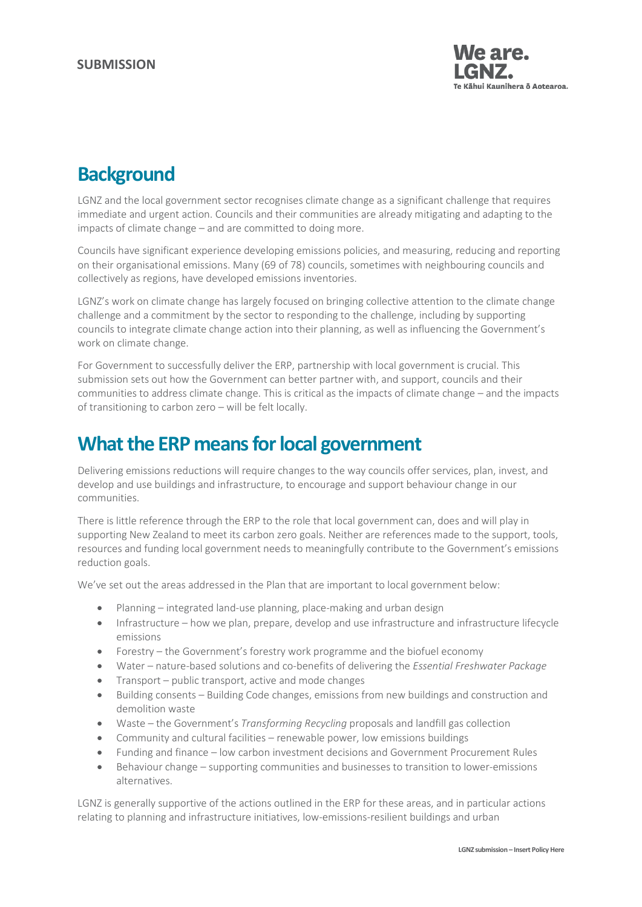**SUBMISSION**

# Background

LGNZ and the local government sector recognises climate change as a significant challenge that requires immediate and urgent action. Councils and their communities are already mitigating and adapting to the impacts of climate change – and are committed to doing more.

Councils have significant experience developing emissions policies, and measuring, reducing and reporting on their organisational emissions. Many (69 of 78) councils, sometimes with neighbouring councils and collectively as regions, have developed emissions inventories.

LGNZ's work on climate change has largely focused on bringing collective attention to the climate change challenge and a commitment by the sector to responding to the challenge, including by supporting councils to integrate climate change action into their planning, as well as influencing the Government's work on climate change.

For Government to successfully deliver the ERP, partnership with local government is crucial. This submission sets out how the Government can better partner with, and support, councils and their communities to address climate change. This is critical as the impacts of climate change – and the impacts of transitioning to carbon zero – will be felt locally.

# What the ERP means for local government

Delivering emissions reductions will require changes to the way councils offer services, plan, invest, and develop and use buildings and infrastructure, to encourage and support behaviour change in our communities.

There is little reference through the ERP to the role that local government can, does and will play in supporting New Zealand to meet its carbon zero goals. Neither are references made to the support, tools, resources and funding local government needs to meaningfully contribute to the Government's emissions reduction goals.

We've set out the areas addressed in the Plan that are important to local government below:

- Planning – integrated land-use planning, place-making and urban design
- Infrastructure – how we plan, prepare, develop and use infrastructure and infrastructure lifecycle emissions
- Forestry – the Government's forestry work programme and the biofuel economy
- Water – nature-based solutions and co-benefits of delivering the *Essential Freshwater Package*
- Transport – public transport, active and mode changes
- Building consents – Building Code changes, emissions from new buildings and construction and demolition waste
- Waste – the Government's *Transforming Recycling* proposals and landfill gas collection
- Community and cultural facilities – renewable power, low emissions buildings
- Funding and finance – low carbon investment decisions and Government Procurement Rules
- Behaviour change – supporting communities and businesses to transition to lower-emissions alternatives.

LGNZ is generally supportive of the actions outlined in the ERP for these areas, and in particular actions relating to planning and infrastructure initiatives, low-emissions-resilient buildings and urban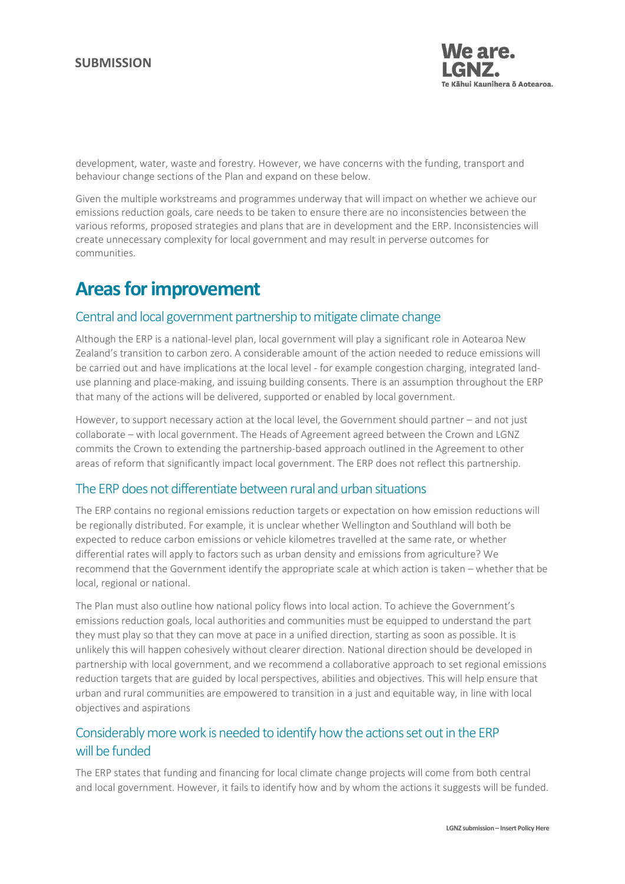development, water, waste and forestry. However, we have concerns with the funding, transport and behaviour change sections of the Plan and expand on these below.

Given the multiple workstreams and programmes underway that will impact on whether we achieve our emissions reduction goals, care needs to be taken to ensure there are no inconsistencies between the various reforms, proposed strategies and plans that are in development and the ERP. Inconsistencies will create unnecessary complexity for local government and may result in perverse outcomes for communities.

# Areas for improvement

## Central and local government partnership to mitigate climate change

Although the ERP is a national-level plan, local government will play a significant role in Aotearoa New Zealand's transition to carbon zero. A considerable amount of the action needed to reduce emissions will be carried out and have implications at the local level - for example congestion charging, integrated land-use planning and place-making, and issuing building consents. There is an assumption throughout the ERP that many of the actions will be delivered, supported or enabled by local government.

However, to support necessary action at the local level, the Government should partner – and not just collaborate – with local government. The Heads of Agreement agreed between the Crown and LGNZ commits the Crown to extending the partnership-based approach outlined in the Agreement to other areas of reform that significantly impact local government. The ERP does not reflect this partnership.

## The ERP does not differentiate between rural and urban situations

The ERP contains no regional emissions reduction targets or expectation on how emission reductions will be regionally distributed. For example, it is unclear whether Wellington and Southland will both be expected to reduce carbon emissions or vehicle kilometres travelled at the same rate, or whether differential rates will apply to factors such as urban density and emissions from agriculture? We recommend that the Government identify the appropriate scale at which action is taken – whether that be local, regional or national.

The Plan must also outline how national policy flows into local action. To achieve the Government's emissions reduction goals, local authorities and communities must be equipped to understand the part they must play so that they can move at pace in a unified direction, starting as soon as possible. It is unlikely this will happen cohesively without clearer direction. National direction should be developed in partnership with local government, and we recommend a collaborative approach to set regional emissions reduction targets that are guided by local perspectives, abilities and objectives. This will help ensure that urban and rural communities are empowered to transition in a just and equitable way, in line with local objectives and aspirations

## Considerably more work is needed to identify how the actions set out in the ERP will be funded

The ERP states that funding and financing for local climate change projects will come from both central and local government. However, it fails to identify how and by whom the actions it suggests will be funded.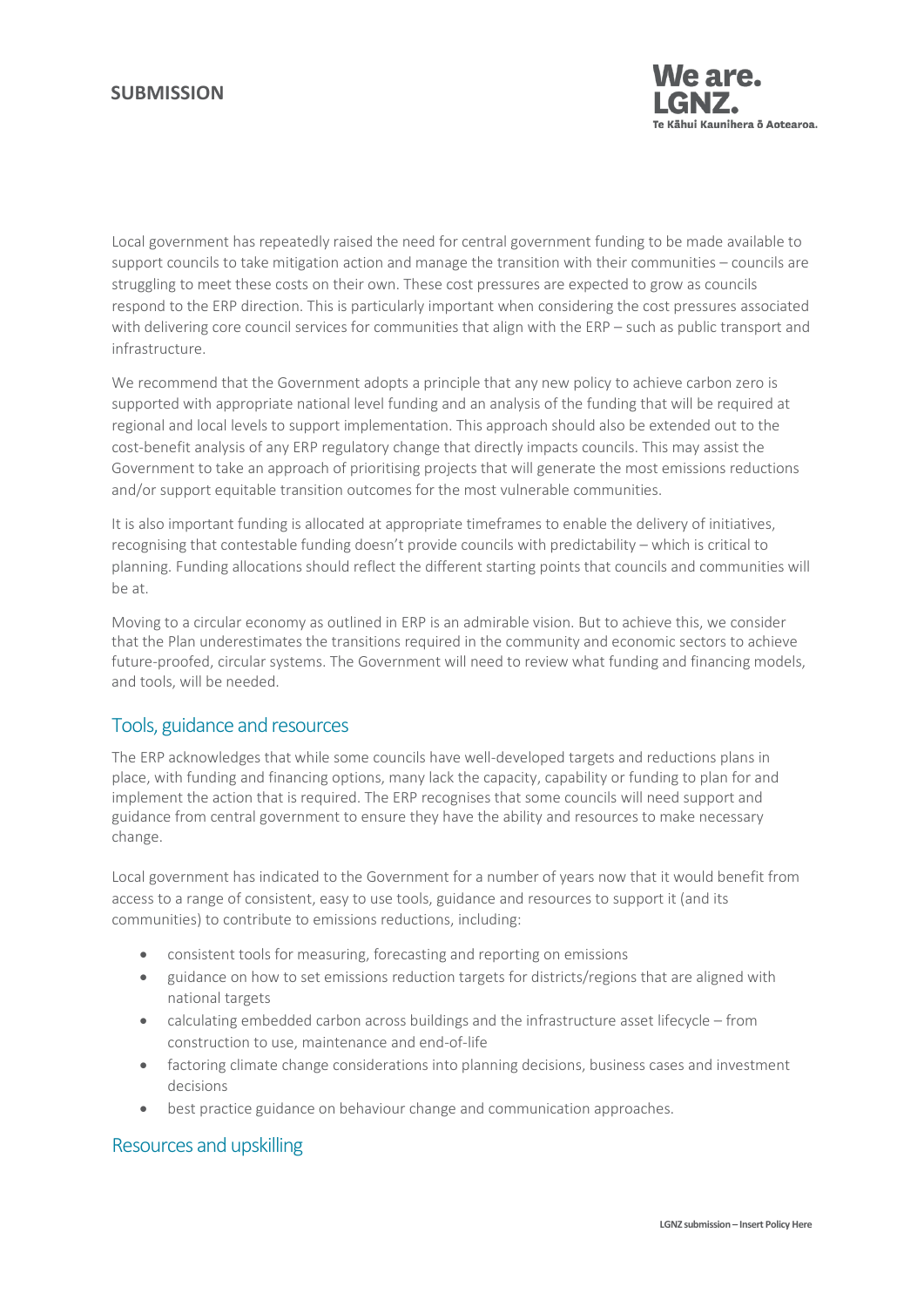Local government has repeatedly raised the need for central government funding to be made available to support councils to take mitigation action and manage the transition with their communities – councils are struggling to meet these costs on their own. These cost pressures are expected to grow as councils respond to the ERP direction. This is particularly important when considering the cost pressures associated with delivering core council services for communities that align with the ERP – such as public transport and infrastructure.

We recommend that the Government adopts a principle that any new policy to achieve carbon zero is supported with appropriate national level funding and an analysis of the funding that will be required at regional and local levels to support implementation. This approach should also be extended out to the cost-benefit analysis of any ERP regulatory change that directly impacts councils. This may assist the Government to take an approach of prioritising projects that will generate the most emissions reductions and/or support equitable transition outcomes for the most vulnerable communities.

It is also important funding is allocated at appropriate timeframes to enable the delivery of initiatives, recognising that contestable funding doesn't provide councils with predictability – which is critical to planning. Funding allocations should reflect the different starting points that councils and communities will be at.

Moving to a circular economy as outlined in ERP is an admirable vision. But to achieve this, we consider that the Plan underestimates the transitions required in the community and economic sectors to achieve future-proofed, circular systems. The Government will need to review what funding and financing models, and tools, will be needed.

## Tools, guidance and resources

The ERP acknowledges that while some councils have well-developed targets and reductions plans in place, with funding and financing options, many lack the capacity, capability or funding to plan for and implement the action that is required. The ERP recognises that some councils will need support and guidance from central government to ensure they have the ability and resources to make necessary change.

Local government has indicated to the Government for a number of years now that it would benefit from access to a range of consistent, easy to use tools, guidance and resources to support it (and its communities) to contribute to emissions reductions, including:

- consistent tools for measuring, forecasting and reporting on emissions
- guidance on how to set emissions reduction targets for districts/regions that are aligned with national targets
- calculating embedded carbon across buildings and the infrastructure asset lifecycle – from construction to use, maintenance and end-of-life
- factoring climate change considerations into planning decisions, business cases and investment decisions
- best practice guidance on behaviour change and communication approaches.

## Resources and upskilling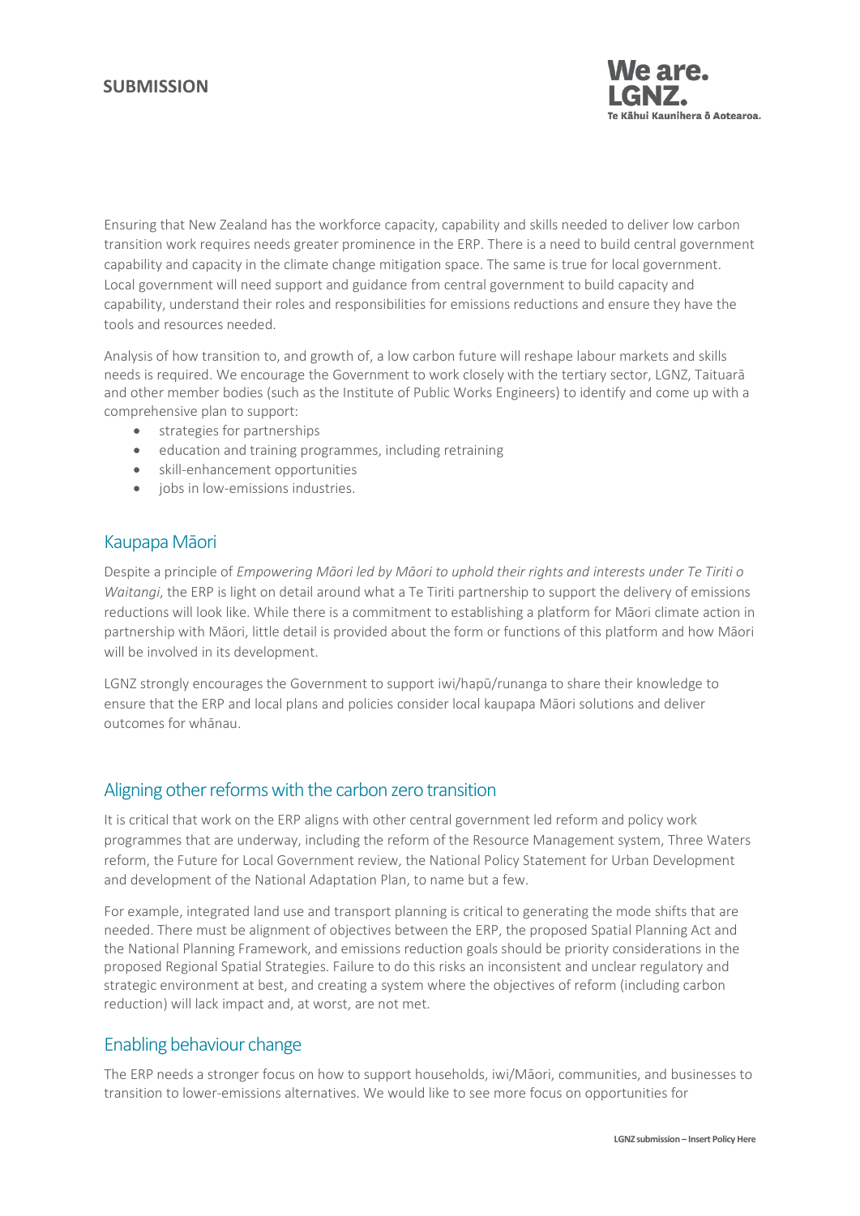Ensuring that New Zealand has the workforce capacity, capability and skills needed to deliver low carbon transition work requires needs greater prominence in the ERP. There is a need to build central government capability and capacity in the climate change mitigation space. The same is true for local government. Local government will need support and guidance from central government to build capacity and capability, understand their roles and responsibilities for emissions reductions and ensure they have the tools and resources needed.

Analysis of how transition to, and growth of, a low carbon future will reshape labour markets and skills needs is required. We encourage the Government to work closely with the tertiary sector, LGNZ, Taituarā and other member bodies (such as the Institute of Public Works Engineers) to identify and come up with a comprehensive plan to support:

- strategies for partnerships
- education and training programmes, including retraining
- skill-enhancement opportunities
- jobs in low-emissions industries.

## Kaupapa Māori

Despite a principle of *Empowering Māori led by Māori to uphold their rights and interests under Te Tiriti o Waitangi*, the ERP is light on detail around what a Te Tiriti partnership to support the delivery of emissions reductions will look like. While there is a commitment to establishing a platform for Māori climate action in partnership with Māori, little detail is provided about the form or functions of this platform and how Māori will be involved in its development.

LGNZ strongly encourages the Government to support iwi/hapū/runanga to share their knowledge to ensure that the ERP and local plans and policies consider local kaupapa Māori solutions and deliver outcomes for whānau.

## Aligning other reforms with the carbon zero transition

It is critical that work on the ERP aligns with other central government led reform and policy work programmes that are underway, including the reform of the Resource Management system, Three Waters reform, the Future for Local Government review, the National Policy Statement for Urban Development and development of the National Adaptation Plan, to name but a few.

For example, integrated land use and transport planning is critical to generating the mode shifts that are needed. There must be alignment of objectives between the ERP, the proposed Spatial Planning Act and the National Planning Framework, and emissions reduction goals should be priority considerations in the proposed Regional Spatial Strategies. Failure to do this risks an inconsistent and unclear regulatory and strategic environment at best, and creating a system where the objectives of reform (including carbon reduction) will lack impact and, at worst, are not met.

## Enabling behaviour change

The ERP needs a stronger focus on how to support households, iwi/Māori, communities, and businesses to transition to lower-emissions alternatives. We would like to see more focus on opportunities for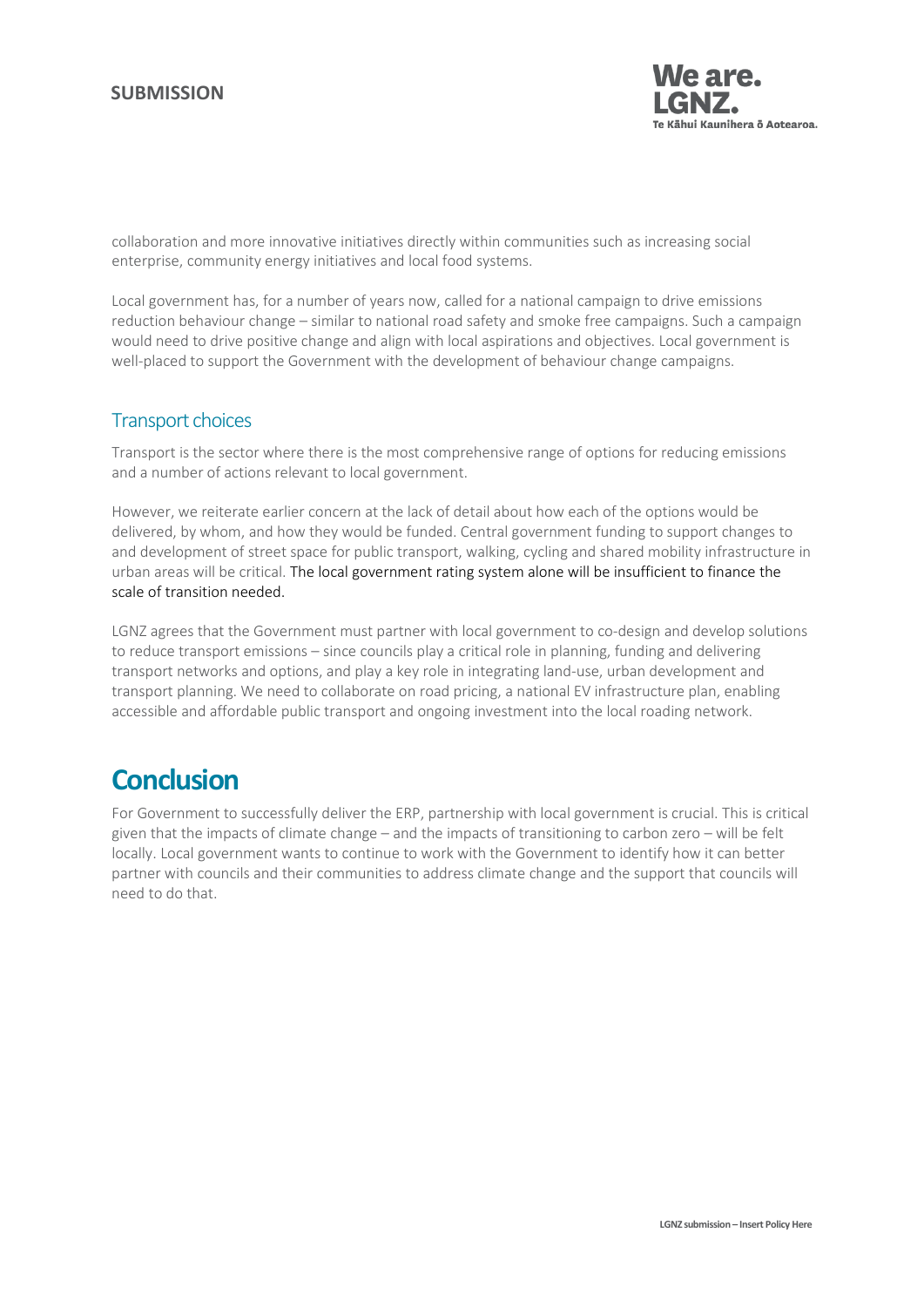collaboration and more innovative initiatives directly within communities such as increasing social enterprise, community energy initiatives and local food systems.

Local government has, for a number of years now, called for a national campaign to drive emissions reduction behaviour change – similar to national road safety and smoke free campaigns. Such a campaign would need to drive positive change and align with local aspirations and objectives. Local government is well-placed to support the Government with the development of behaviour change campaigns.

## Transport choices

Transport is the sector where there is the most comprehensive range of options for reducing emissions and a number of actions relevant to local government.

However, we reiterate earlier concern at the lack of detail about how each of the options would be delivered, by whom, and how they would be funded. Central government funding to support changes to and development of street space for public transport, walking, cycling and shared mobility infrastructure in urban areas will be critical. The local government rating system alone will be insufficient to finance the scale of transition needed.

LGNZ agrees that the Government must partner with local government to co-design and develop solutions to reduce transport emissions – since councils play a critical role in planning, funding and delivering transport networks and options, and play a key role in integrating land-use, urban development and transport planning. We need to collaborate on road pricing, a national EV infrastructure plan, enabling accessible and affordable public transport and ongoing investment into the local roading network.

# Conclusion

For Government to successfully deliver the ERP, partnership with local government is crucial. This is critical given that the impacts of climate change – and the impacts of transitioning to carbon zero – will be felt locally. Local government wants to continue to work with the Government to identify how it can better partner with councils and their communities to address climate change and the support that councils will need to do that.